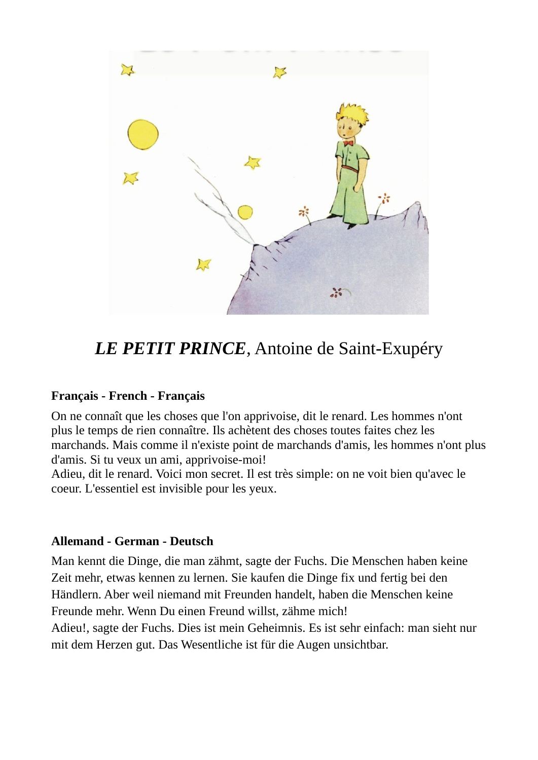# ***LE PETIT PRINCE***, Antoine de Saint-Exupéry

**Français - French - Français**

On ne connaît que les choses que l'on apprivoise, dit le renard. Les hommes n'ont plus le temps de rien connaître. Ils achètent des choses toutes faites chez les marchands. Mais comme il n'existe point de marchands d'amis, les hommes n'ont plus d'amis. Si tu veux un ami, apprivoise-moi!
Adieu, dit le renard. Voici mon secret. Il est très simple: on ne voit bien qu'avec le coeur. L'essentiel est invisible pour les yeux.

**Allemand - German - Deutsch**

Man kennt die Dinge, die man zähmt, sagte der Fuchs. Die Menschen haben keine Zeit mehr, etwas kennen zu lernen. Sie kaufen die Dinge fix und fertig bei den Händlern. Aber weil niemand mit Freunden handelt, haben die Menschen keine Freunde mehr. Wenn Du einen Freund willst, zähme mich!
Adieu!, sagte der Fuchs. Dies ist mein Geheimnis. Es ist sehr einfach: man sieht nur mit dem Herzen gut. Das Wesentliche ist für die Augen unsichtbar.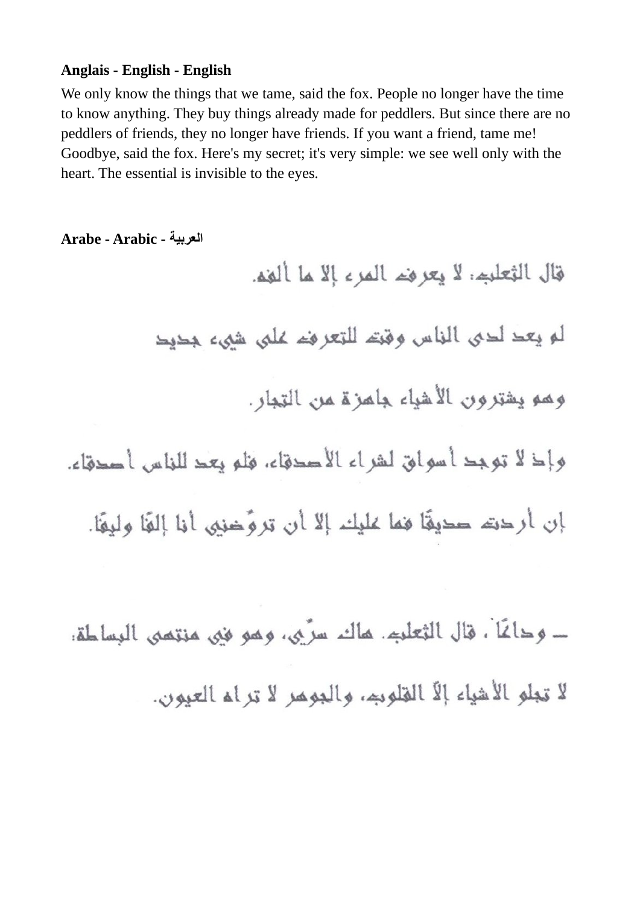**Anglais - English - English**

We only know the things that we tame, said the fox. People no longer have the time to know anything. They buy things already made for peddlers. But since there are no peddlers of friends, they no longer have friends. If you want a friend, tame me! Goodbye, said the fox. Here's my secret; it's very simple: we see well only with the heart. The essential is invisible to the eyes.

**Arabe - Arabic - العربية**

قال الثعلب: لا يعرف المرء إلا ما ألفه.

لم يعد لدى الناس وقت للتعرف على شيء جديد

وهو يشترون الأشياء جاهزة من التجار.

وإذ لا توجد أسواق لشراء الأصدقاء، فلم يعد للناس أصدقاء.

إن أردت صديقًا فما عليك إلا أن تروّضني أنا إلفًا وليفًا.

ـ وداعًا، قال الثعلب. هاك سرّي، وهو في منتهى البساطة:

لا تجلو الأشياء إلاّ القلوب، والجوهر لا تراه العيون.